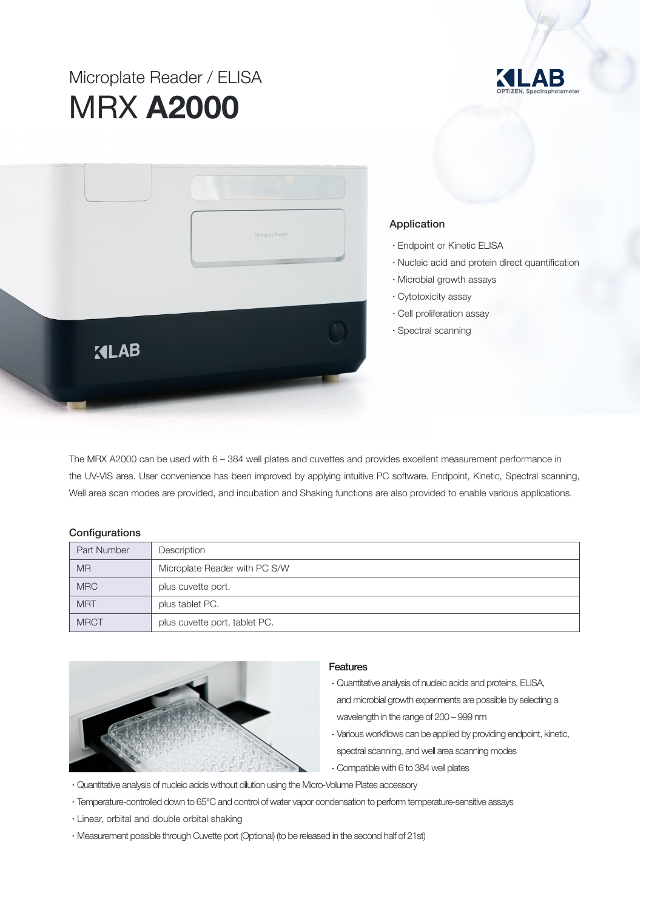# Microplate Reader / ELISA

# MRX **A2000**

KLAB
OPTIZEN, Spectrophotometer

### Application

- Endpoint or Kinetic ELISA
- Nucleic acid and protein direct quantification
- Microbial growth assays
- Cytotoxicity assay
- Cell proliferation assay
- Spectral scanning

The MRX A2000 can be used with 6 – 384 well plates and cuvettes and provides excellent measurement performance in the UV-VIS area. User convenience has been improved by applying intuitive PC software. Endpoint, Kinetic, Spectral scanning, Well area scan modes are provided, and incubation and Shaking functions are also provided to enable various applications.

### Configurations

| Part Number | Description |
|---|---|
| MR | Microplate Reader with PC S/W |
| MRC | plus cuvette port. |
| MRT | plus tablet PC. |
| MRCT | plus cuvette port, tablet PC. |

### Features

- Quantitative analysis of nucleic acids and proteins, ELISA, and microbial growth experiments are possible by selecting a wavelength in the range of 200 – 999 nm
- Various workflows can be applied by providing endpoint, kinetic, spectral scanning, and well area scanning modes
- Compatible with 6 to 384 well plates
- Quantitative analysis of nucleic acids without dilution using the Micro-Volume Plates accessory
- Temperature-controlled down to 65°C and control of water vapor condensation to perform temperature-sensitive assays
- Linear, orbital and double orbital shaking
- Measurement possible through Cuvette port (Optional) (to be released in the second half of 21st)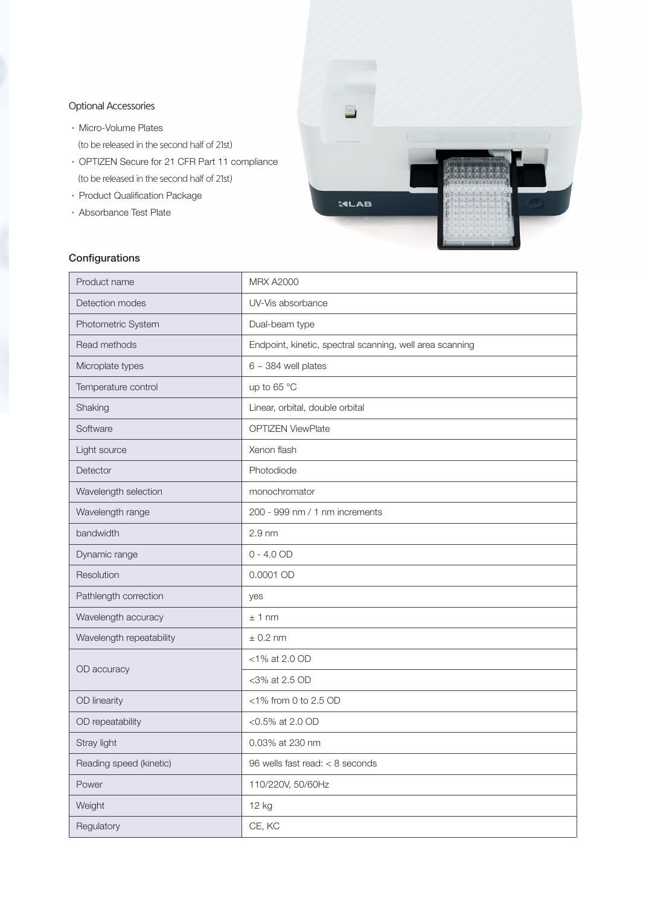### Optional Accessories

- Micro-Volume Plates
  (to be released in the second half of 21st)
- OPTIZEN Secure for 21 CFR Part 11 compliance
  (to be released in the second half of 21st)
- Product Qualification Package
- Absorbance Test Plate

### Configurations

| | |
|---|---|
| Product name | MRX A2000 |
| Detection modes | UV-Vis absorbance |
| Photometric System | Dual-beam type |
| Read methods | Endpoint, kinetic, spectral scanning, well area scanning |
| Microplate types | 6 ~ 384 well plates |
| Temperature control | up to 65 °C |
| Shaking | Linear, orbital, double orbital |
| Software | OPTIZEN ViewPlate |
| Light source | Xenon flash |
| Detector | Photodiode |
| Wavelength selection | monochromator |
| Wavelength range | 200 - 999 nm / 1 nm increments |
| bandwidth | 2.9 nm |
| Dynamic range | 0 - 4.0 OD |
| Resolution | 0.0001 OD |
| Pathlength correction | yes |
| Wavelength accuracy | ± 1 nm |
| Wavelength repeatability | ± 0.2 nm |
| OD accuracy | <1% at 2.0 OD |
| | <3% at 2.5 OD |
| OD linearity | <1% from 0 to 2.5 OD |
| OD repeatability | <0.5% at 2.0 OD |
| Stray light | 0.03% at 230 nm |
| Reading speed (kinetic) | 96 wells fast read: < 8 seconds |
| Power | 110/220V, 50/60Hz |
| Weight | 12 kg |
| Regulatory | CE, KC |